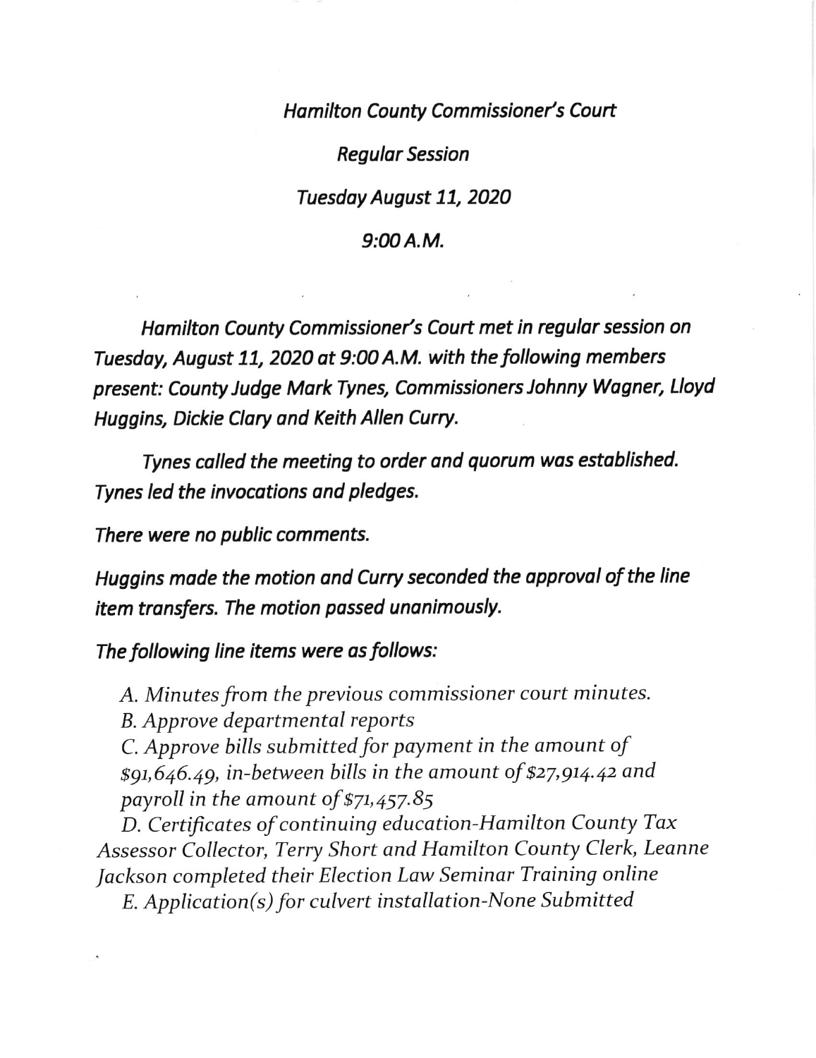*Hamilton County Commissioner's Court*

*Regular Session*

*Tuesday August 11, 2020*

*9:00 A.M.*

*Hamilton County Commissioner's Court met in regular session on Tuesday, August 11, 2020 at 9:00 A.M. with the following members present: County Judge Mark Tynes, Commissioners Johnny Wagner, Lloyd Huggins, Dickie Clary and Keith Allen Curry.*

*Tynes called the meeting to order and quorum was established. Tynes led the invocations and pledges.*

*There were no public comments.*

*Huggins made the motion and Curry seconded the approval of the line item transfers. The motion passed unanimously.*

*The following line items were as follows:*

*A. Minutes from the previous commissioner court minutes.*
*B. Approve departmental reports*
*C. Approve bills submitted for payment in the amount of $91,646.49, in-between bills in the amount of $27,914.42 and payroll in the amount of $71,457.85*
*D. Certificates of continuing education-Hamilton County Tax Assessor Collector, Terry Short and Hamilton County Clerk, Leanne Jackson completed their Election Law Seminar Training online*
*E. Application(s) for culvert installation-None Submitted*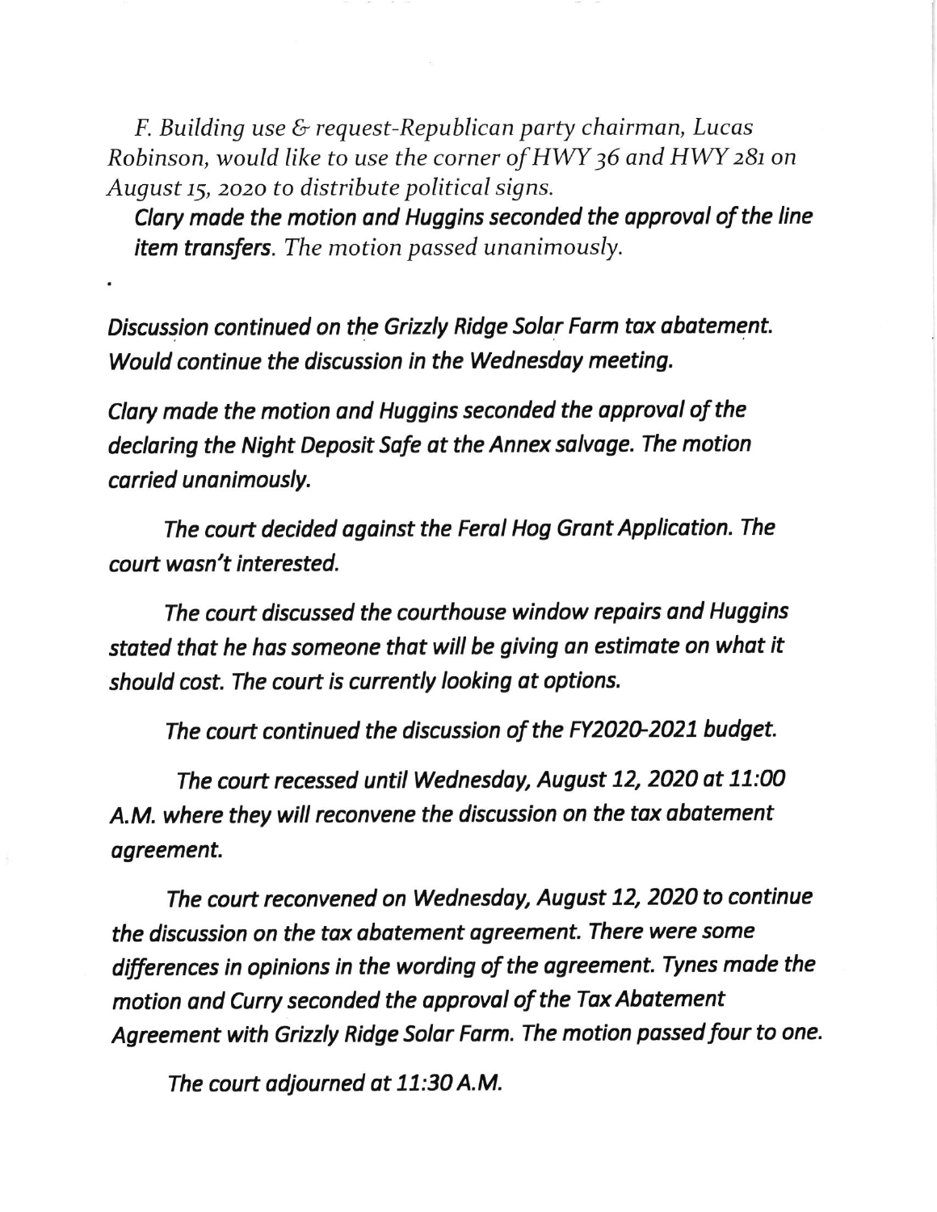*F. Building use & request-Republican party chairman, Lucas Robinson, would like to use the corner of HWY 36 and HWY 281 on August 15, 2020 to distribute political signs.*

***Clary made the motion and Huggins seconded the approval of the line item transfers.*** *The motion passed unanimously.*

*Discussion continued on the Grizzly Ridge Solar Farm tax abatement. Would continue the discussion in the Wednesday meeting.*

*Clary made the motion and Huggins seconded the approval of the declaring the Night Deposit Safe at the Annex salvage. The motion carried unanimously.*

*The court decided against the Feral Hog Grant Application. The court wasn't interested.*

*The court discussed the courthouse window repairs and Huggins stated that he has someone that will be giving an estimate on what it should cost. The court is currently looking at options.*

*The court continued the discussion of the FY2020-2021 budget.*

*The court recessed until Wednesday, August 12, 2020 at 11:00 A.M. where they will reconvene the discussion on the tax abatement agreement.*

*The court reconvened on Wednesday, August 12, 2020 to continue the discussion on the tax abatement agreement. There were some differences in opinions in the wording of the agreement. Tynes made the motion and Curry seconded the approval of the Tax Abatement Agreement with Grizzly Ridge Solar Farm. The motion passed four to one.*

*The court adjourned at 11:30 A.M.*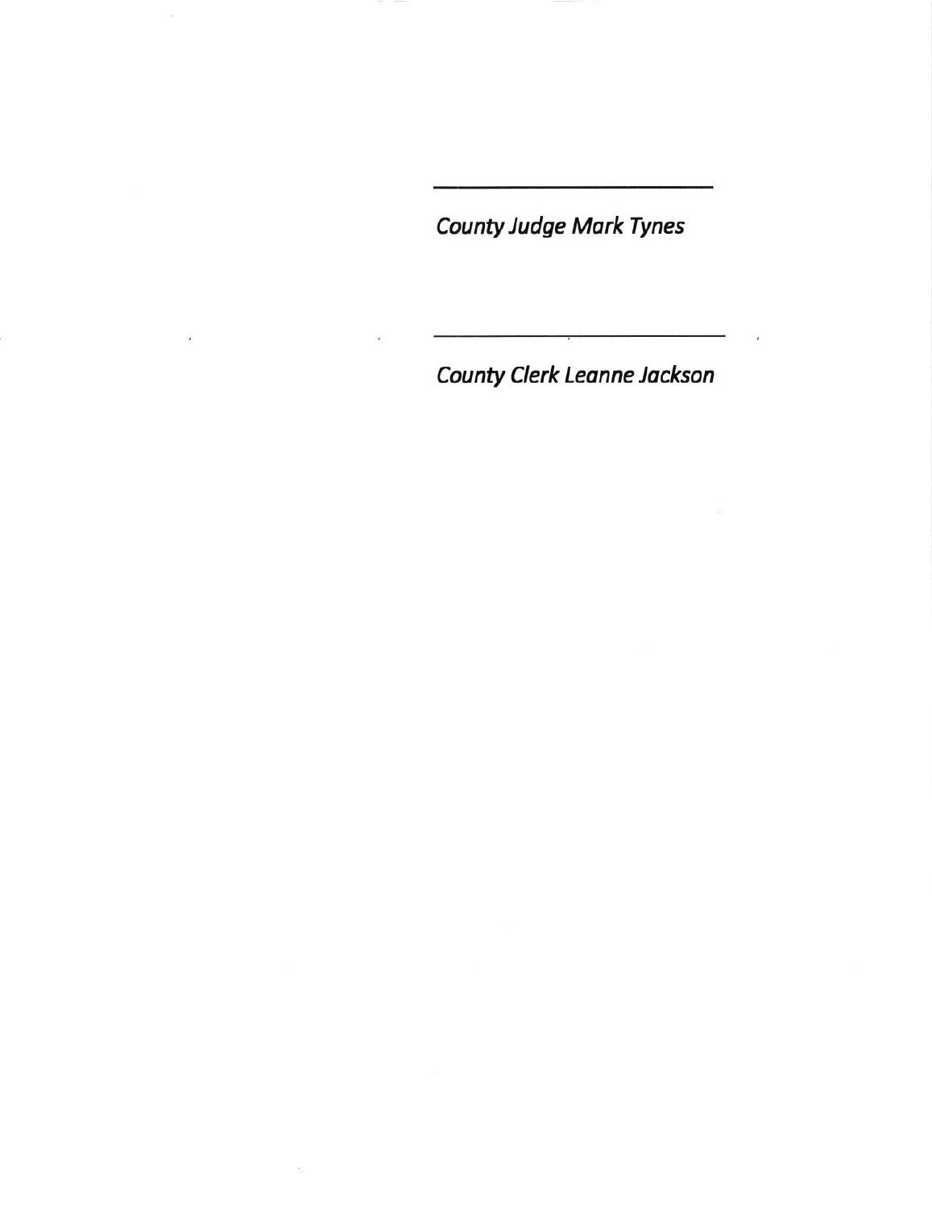\_\_\_\_\_\_\_\_\_\_\_\_\_\_\_\_\_\_\_\_\_\_\_\_\_\_\_\_

*County Judge Mark Tynes*

\_\_\_\_\_\_\_\_\_\_\_\_\_\_\_\_\_\_\_\_\_\_\_\_\_\_\_\_

*County Clerk Leanne Jackson*